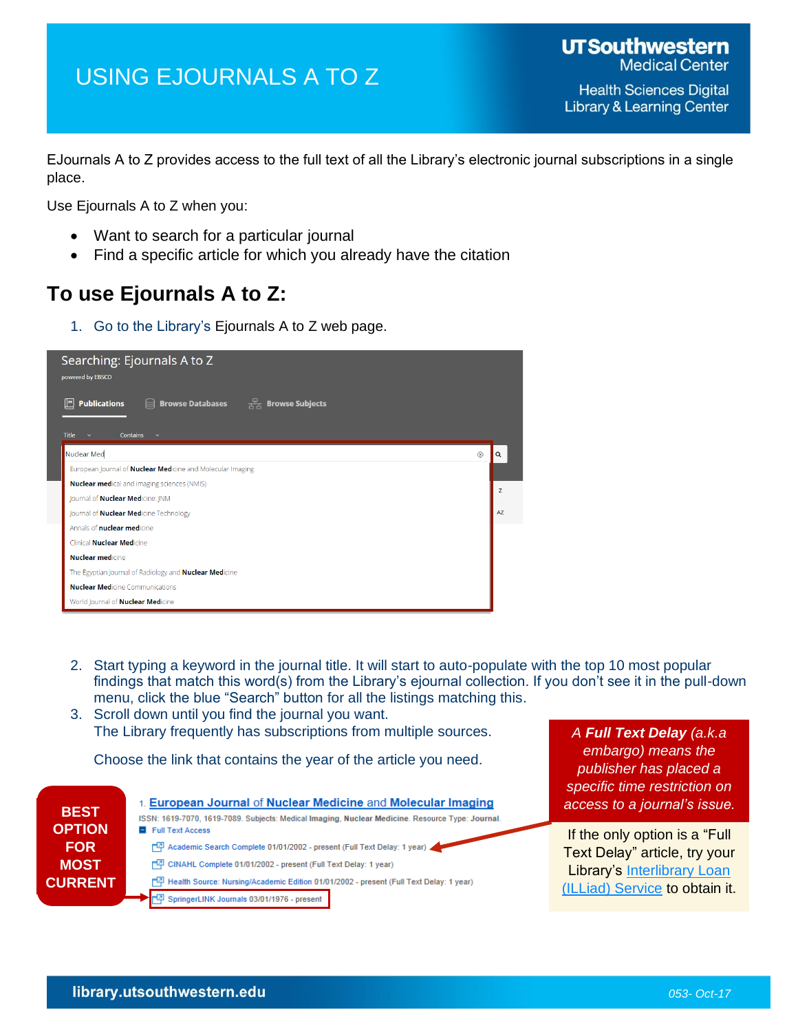# USING EJOURNALS A TO Z

UTSouthwestern Medical Center
Health Sciences Digital Library & Learning Center

EJournals A to Z provides access to the full text of all the Library's electronic journal subscriptions in a single place.

Use Ejournals A to Z when you:

- Want to search for a particular journal
- Find a specific article for which you already have the citation

## To use Ejournals A to Z:

1. Go to the Library's Ejournals A to Z web page.

Searching: Ejournals A to Z
powered by EBSCO

Publications | Browse Databases | Browse Subjects

Title | Contains

Nuclear Med

- European Journal of Nuclear Medicine and Molecular Imaging
- Nuclear medical and imaging sciences (NMIS)
- Journal of Nuclear Medicine: JNM
- Journal of Nuclear Medicine Technology
- Annals of nuclear medicine
- Clinical Nuclear Medicine
- Nuclear medicine
- The Egyptian Journal of Radiology and Nuclear Medicine
- Nuclear Medicine Communications
- World Journal of Nuclear Medicine

2. Start typing a keyword in the journal title. It will start to auto-populate with the top 10 most popular findings that match this word(s) from the Library's ejournal collection. If you don't see it in the pull-down menu, click the blue "Search" button for all the listings matching this.
3. Scroll down until you find the journal you want.
   The Library frequently has subscriptions from multiple sources.

   Choose the link that contains the year of the article you need.

*A **Full Text Delay** (a.k.a embargo) means the publisher has placed a specific time restriction on access to a journal's issue.*

If the only option is a "Full Text Delay" article, try your Library's Interlibrary Loan (ILLiad) Service to obtain it.

**BEST OPTION FOR MOST CURRENT**

1. European Journal of Nuclear Medicine and Molecular Imaging
ISSN: 1619-7070, 1619-7089. Subjects: Medical Imaging, Nuclear Medicine. Resource Type: Journal.
Full Text Access
- Academic Search Complete 01/01/2002 - present (Full Text Delay: 1 year)
- CINAHL Complete 01/01/2002 - present (Full Text Delay: 1 year)
- Health Source: Nursing/Academic Edition 01/01/2002 - present (Full Text Delay: 1 year)
- SpringerLINK Journals 03/01/1976 - present

library.utsouthwestern.edu

053- Oct-17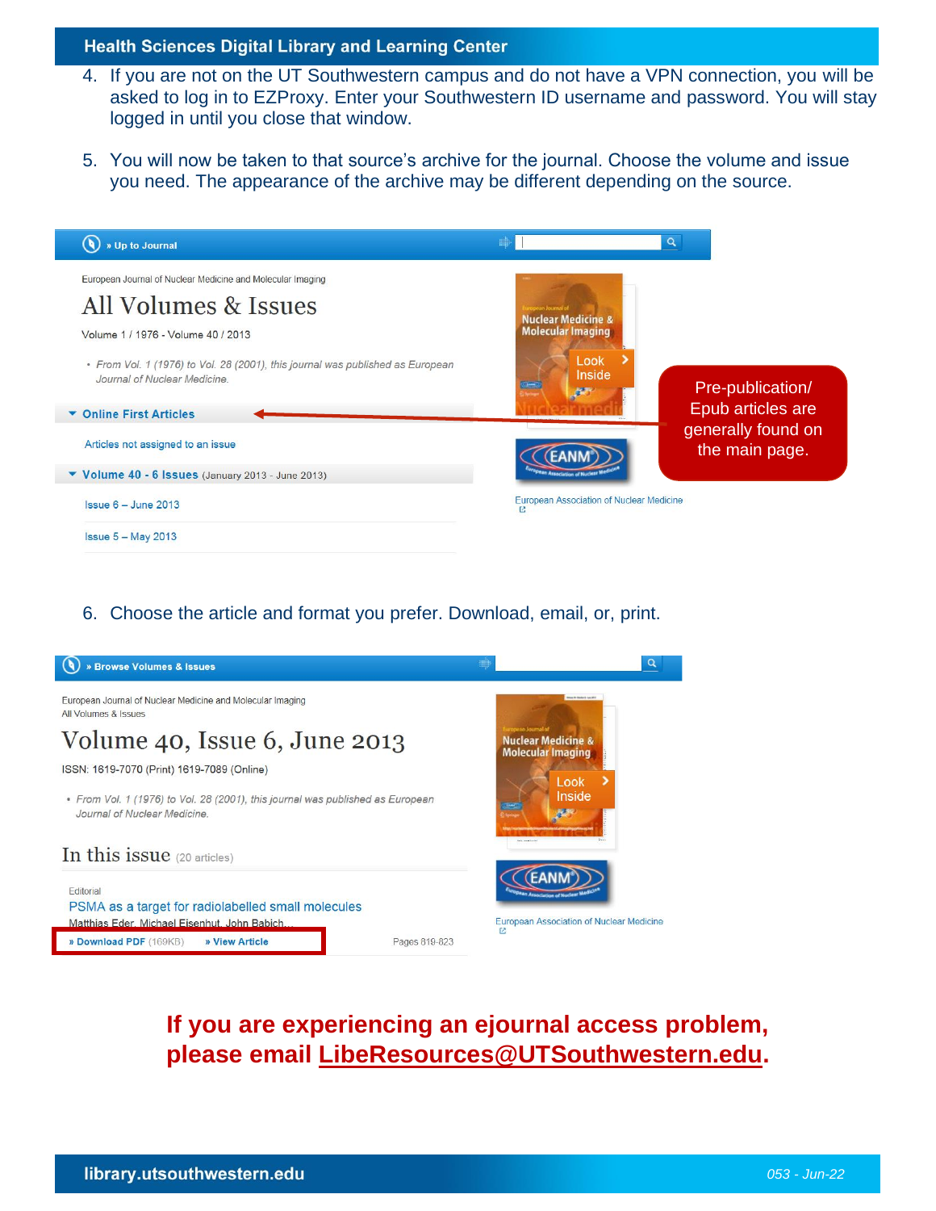4. If you are not on the UT Southwestern campus and do not have a VPN connection, you will be asked to log in to EZProxy. Enter your Southwestern ID username and password. You will stay logged in until you close that window.

5. You will now be taken to that source's archive for the journal. Choose the volume and issue you need. The appearance of the archive may be different depending on the source.

» Up to Journal

European Journal of Nuclear Medicine and Molecular Imaging

All Volumes & Issues

Volume 1 / 1976 - Volume 40 / 2013

- *From Vol. 1 (1976) to Vol. 28 (2001), this journal was published as European Journal of Nuclear Medicine.*

Online First Articles

Articles not assigned to an issue

Volume 40 - 6 Issues (January 2013 - June 2013)

Issue 6 – June 2013

Issue 5 – May 2013

Pre-publication/ Epub articles are generally found on the main page.

European Association of Nuclear Medicine

6. Choose the article and format you prefer. Download, email, or, print.

» Browse Volumes & Issues

European Journal of Nuclear Medicine and Molecular Imaging

All Volumes & Issues

Volume 40, Issue 6, June 2013

ISSN: 1619-7070 (Print) 1619-7089 (Online)

- *From Vol. 1 (1976) to Vol. 28 (2001), this journal was published as European Journal of Nuclear Medicine.*

In this issue (20 articles)

Editorial

PSMA as a target for radiolabelled small molecules

Matthias Eder, Michael Eisenhut, John Babich...

» Download PDF (169KB) » View Article Pages 819-823

European Association of Nuclear Medicine

**If you are experiencing an ejournal access problem, please email LibeResources@UTSouthwestern.edu.**